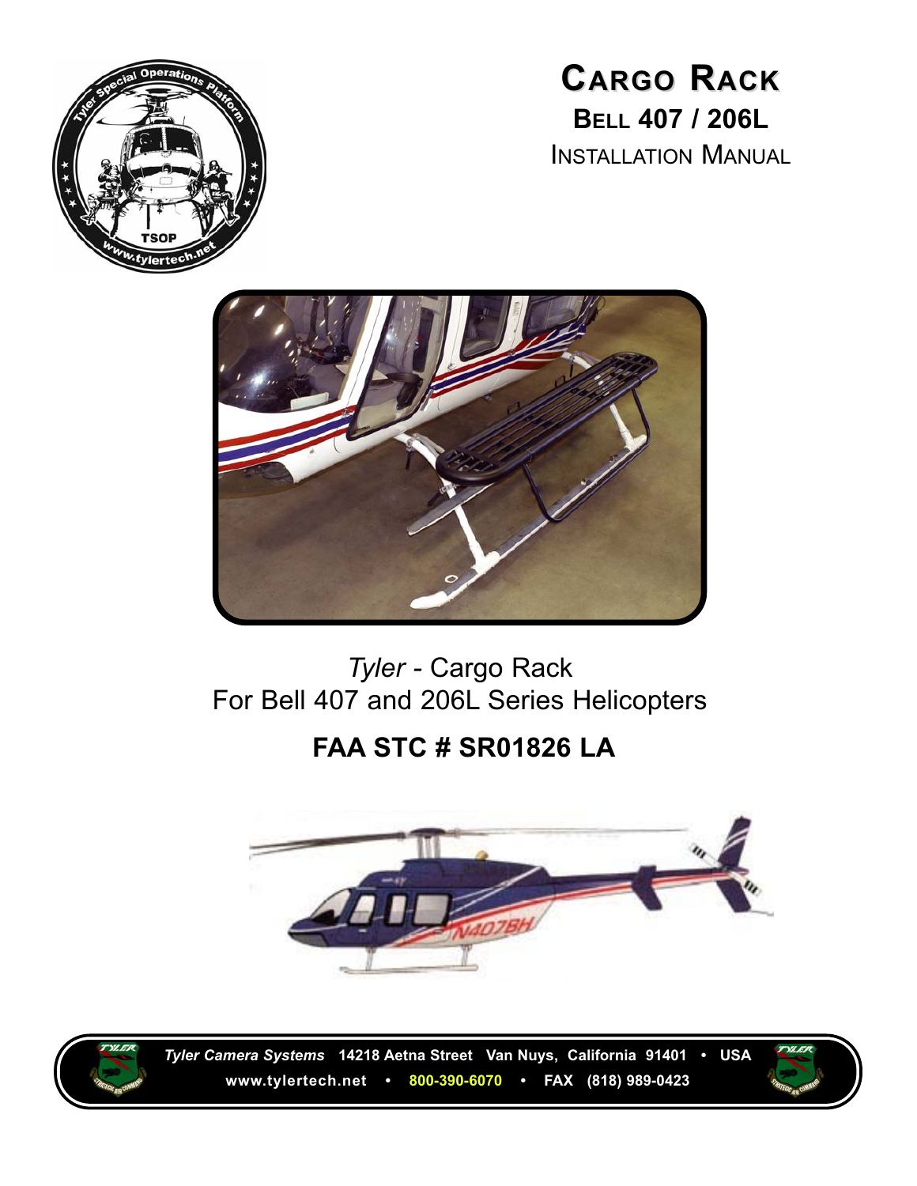# Cargo Rack

## Bell 407 / 206L

### Installation Manual

*Tyler* - Cargo Rack
For Bell 407 and 206L Series Helicopters

**FAA STC # SR01826 LA**

***Tyler Camera Systems*** **14218 Aetna Street Van Nuys, California 91401 • USA**
**www.tylertech.net • 800-390-6070 • FAX (818) 989-0423**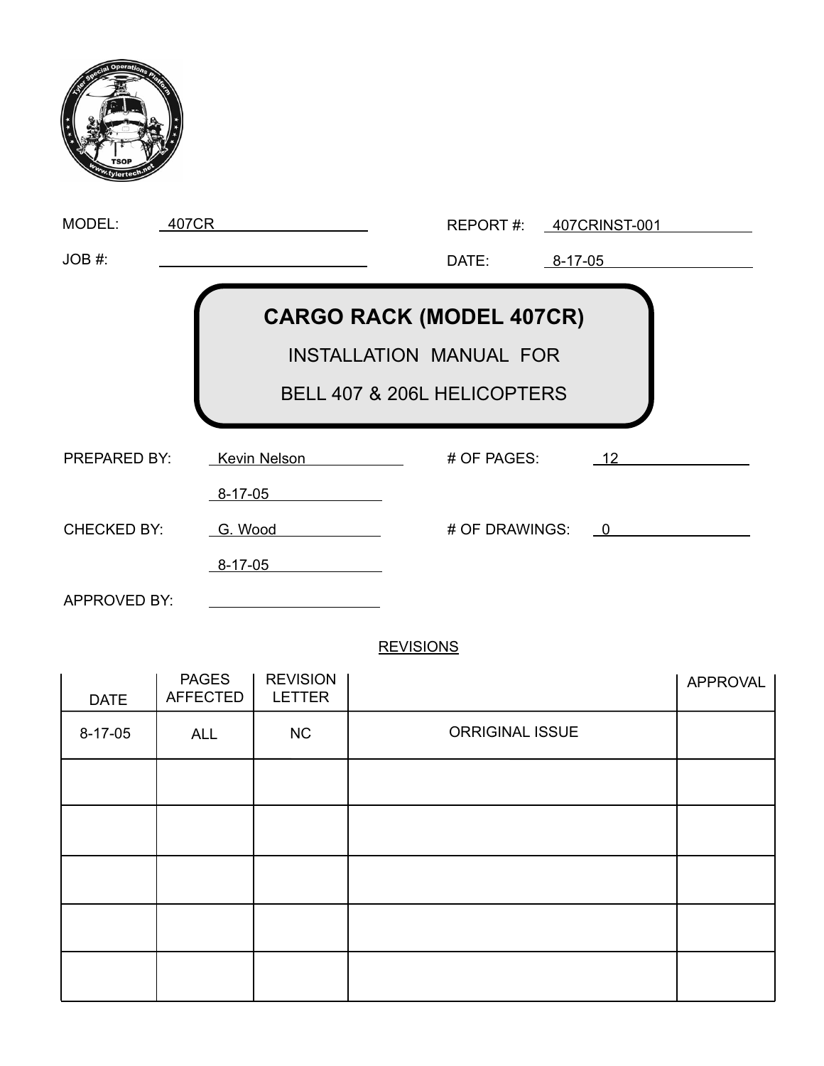MODEL: 407CR

REPORT #: 407CRINST-001

JOB #:

DATE: 8-17-05

# CARGO RACK (MODEL 407CR)

INSTALLATION MANUAL FOR

BELL 407 & 206L HELICOPTERS

PREPARED BY: Kevin Nelson

8-17-05

# OF PAGES: 12

CHECKED BY: G. Wood

8-17-05

# OF DRAWINGS: 0

APPROVED BY:

REVISIONS

| DATE | PAGES AFFECTED | REVISION LETTER | | APPROVAL |
|---|---|---|---|---|
| 8-17-05 | ALL | NC | ORRIGINAL ISSUE | |
| | | | | |
| | | | | |
| | | | | |
| | | | | |
| | | | | |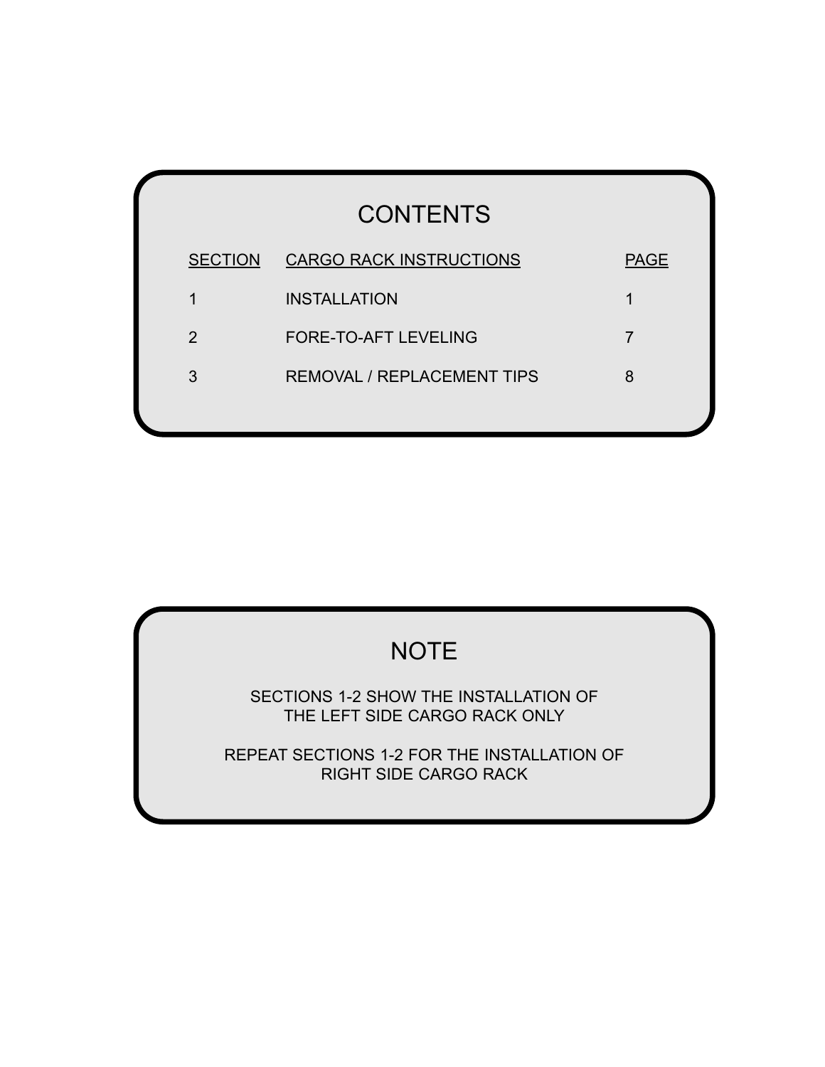## CONTENTS

| SECTION | CARGO RACK INSTRUCTIONS | PAGE |
| --- | --- | --- |
| 1 | INSTALLATION | 1 |
| 2 | FORE-TO-AFT LEVELING | 7 |
| 3 | REMOVAL / REPLACEMENT TIPS | 8 |

## NOTE

SECTIONS 1-2 SHOW THE INSTALLATION OF THE LEFT SIDE CARGO RACK ONLY

REPEAT SECTIONS 1-2 FOR THE INSTALLATION OF RIGHT SIDE CARGO RACK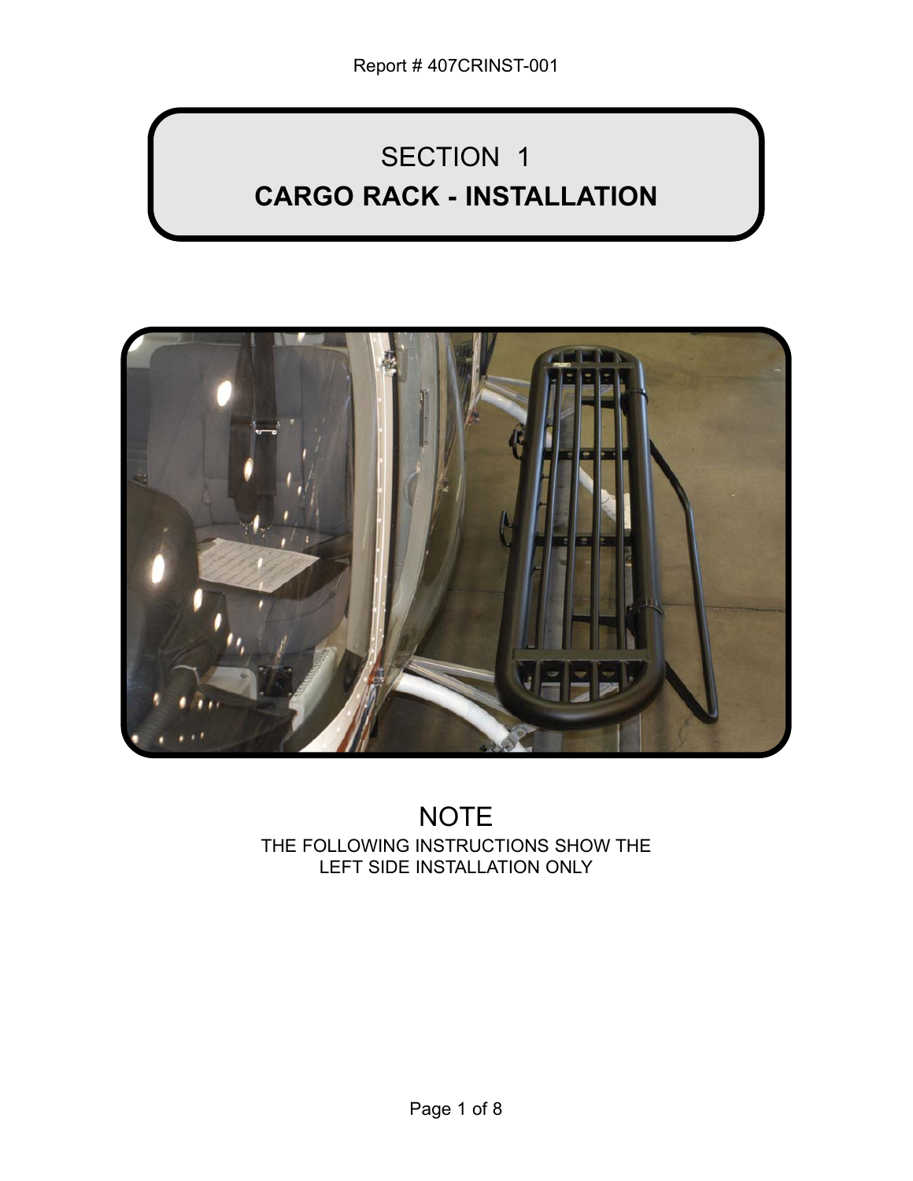# SECTION 1

## CARGO RACK - INSTALLATION

NOTE

THE FOLLOWING INSTRUCTIONS SHOW THE LEFT SIDE INSTALLATION ONLY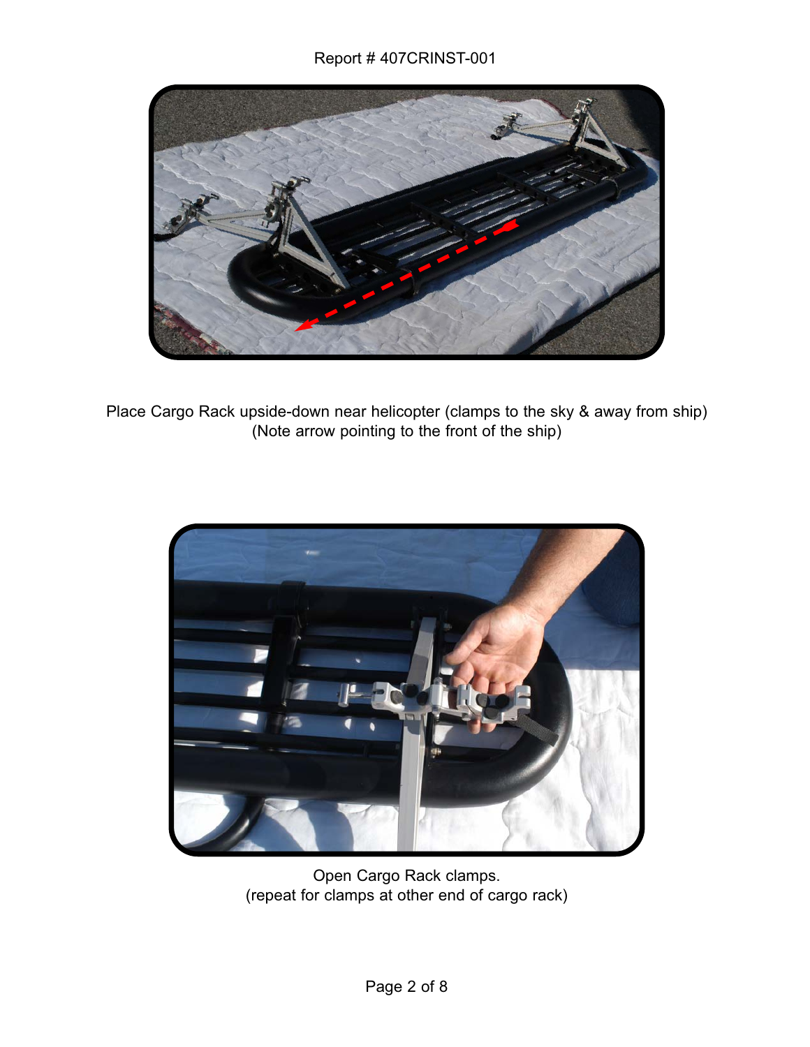Place Cargo Rack upside-down near helicopter (clamps to the sky & away from ship)
(Note arrow pointing to the front of the ship)

Open Cargo Rack clamps.
(repeat for clamps at other end of cargo rack)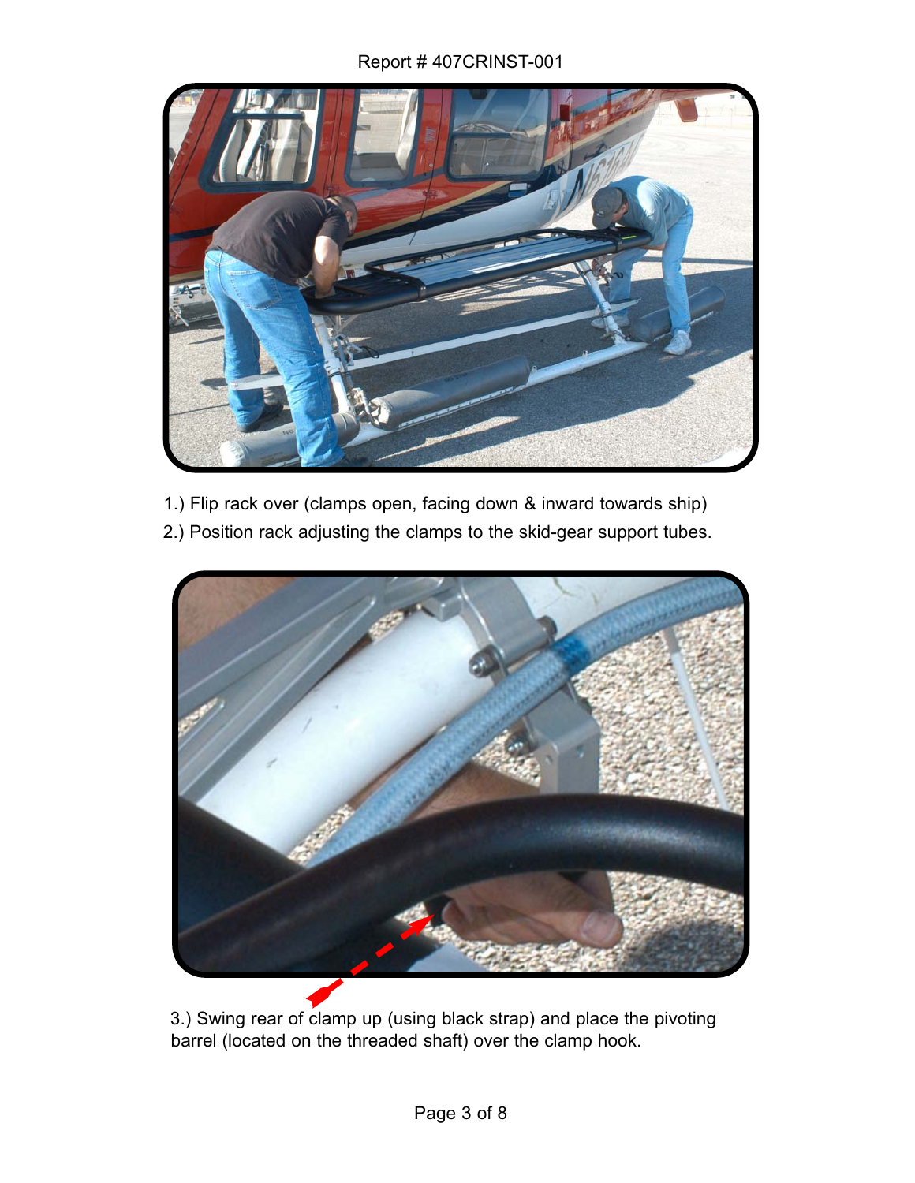1.) Flip rack over (clamps open, facing down & inward towards ship)

2.) Position rack adjusting the clamps to the skid-gear support tubes.

3.) Swing rear of clamp up (using black strap) and place the pivoting barrel (located on the threaded shaft) over the clamp hook.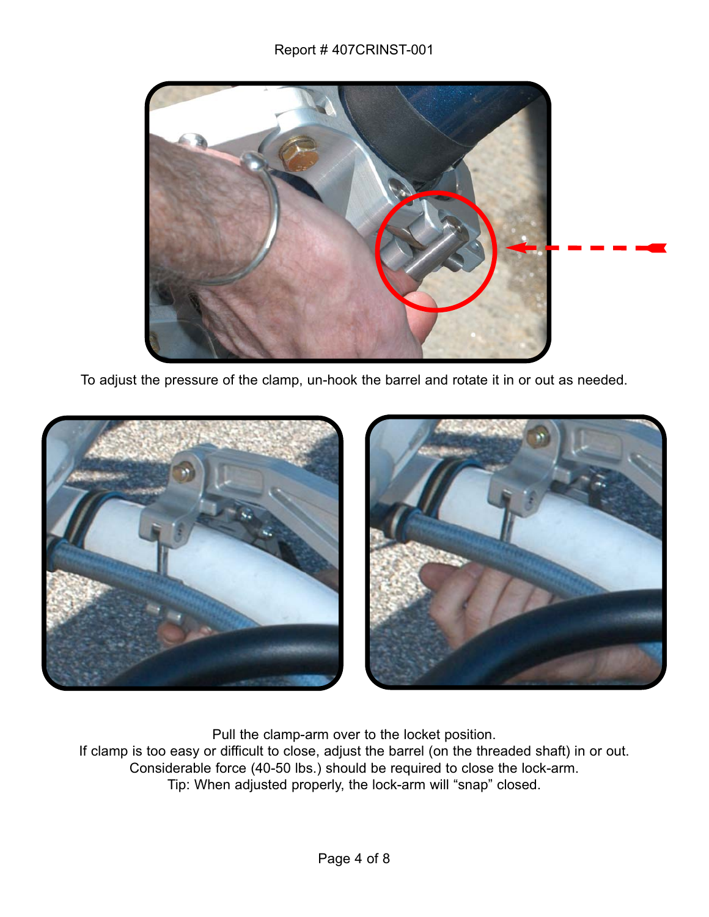To adjust the pressure of the clamp, un-hook the barrel and rotate it in or out as needed.

Pull the clamp-arm over to the locket position.
If clamp is too easy or difficult to close, adjust the barrel (on the threaded shaft) in or out.
Considerable force (40-50 lbs.) should be required to close the lock-arm.
Tip: When adjusted properly, the lock-arm will “snap” closed.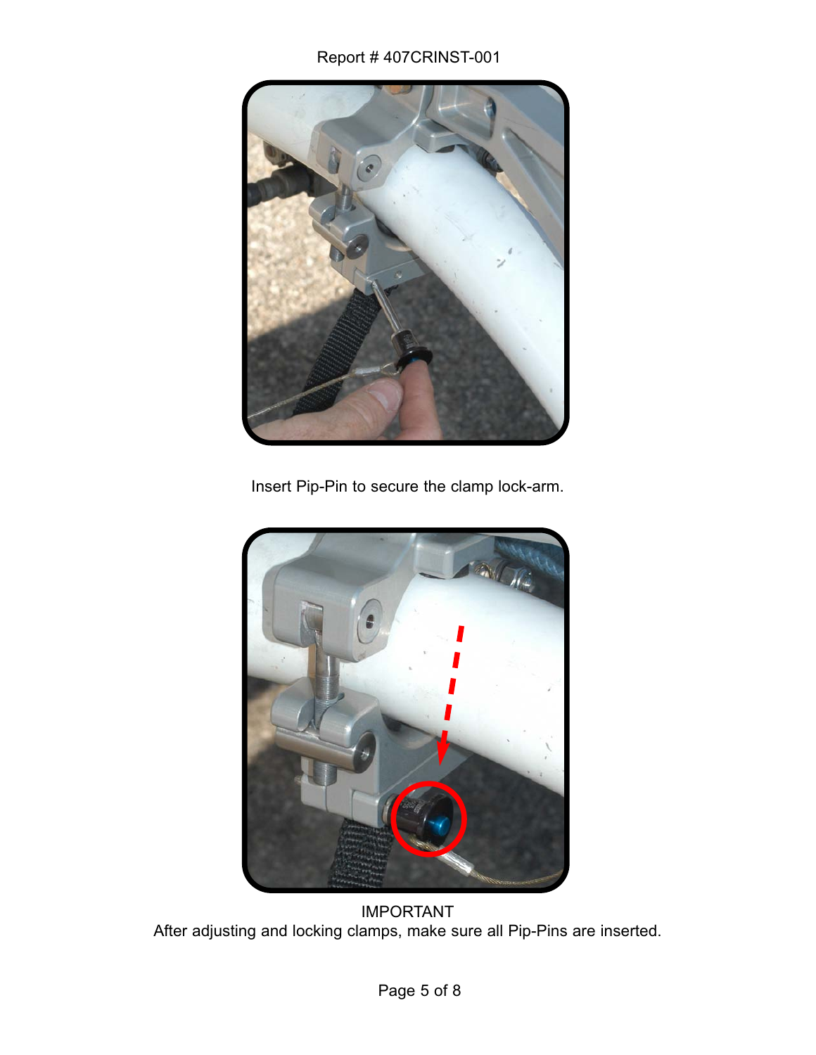Insert Pip-Pin to secure the clamp lock-arm.

IMPORTANT
After adjusting and locking clamps, make sure all Pip-Pins are inserted.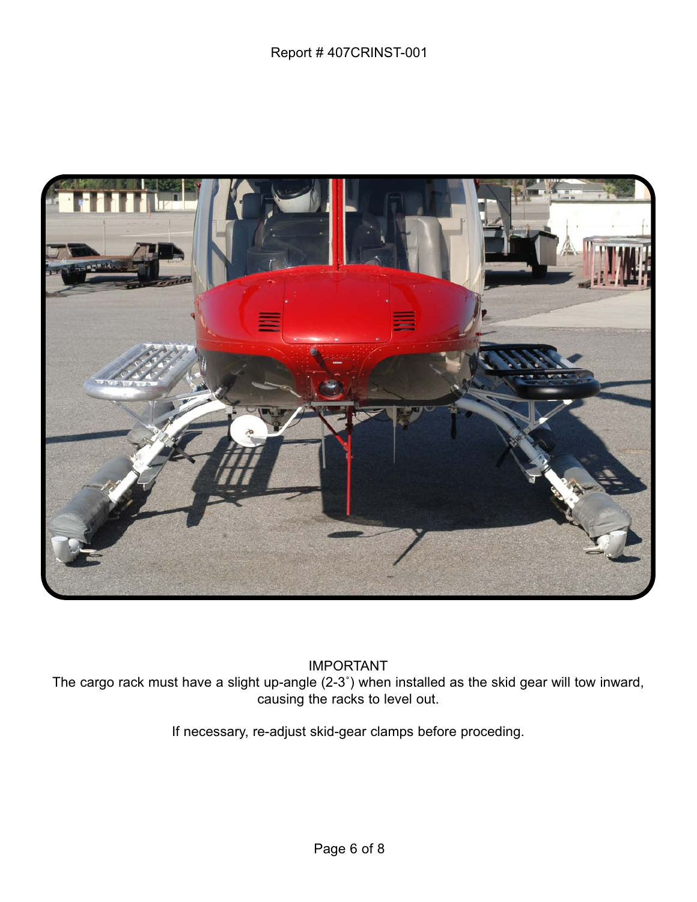IMPORTANT

The cargo rack must have a slight up-angle (2-3˚) when installed as the skid gear will tow inward, causing the racks to level out.

If necessary, re-adjust skid-gear clamps before proceding.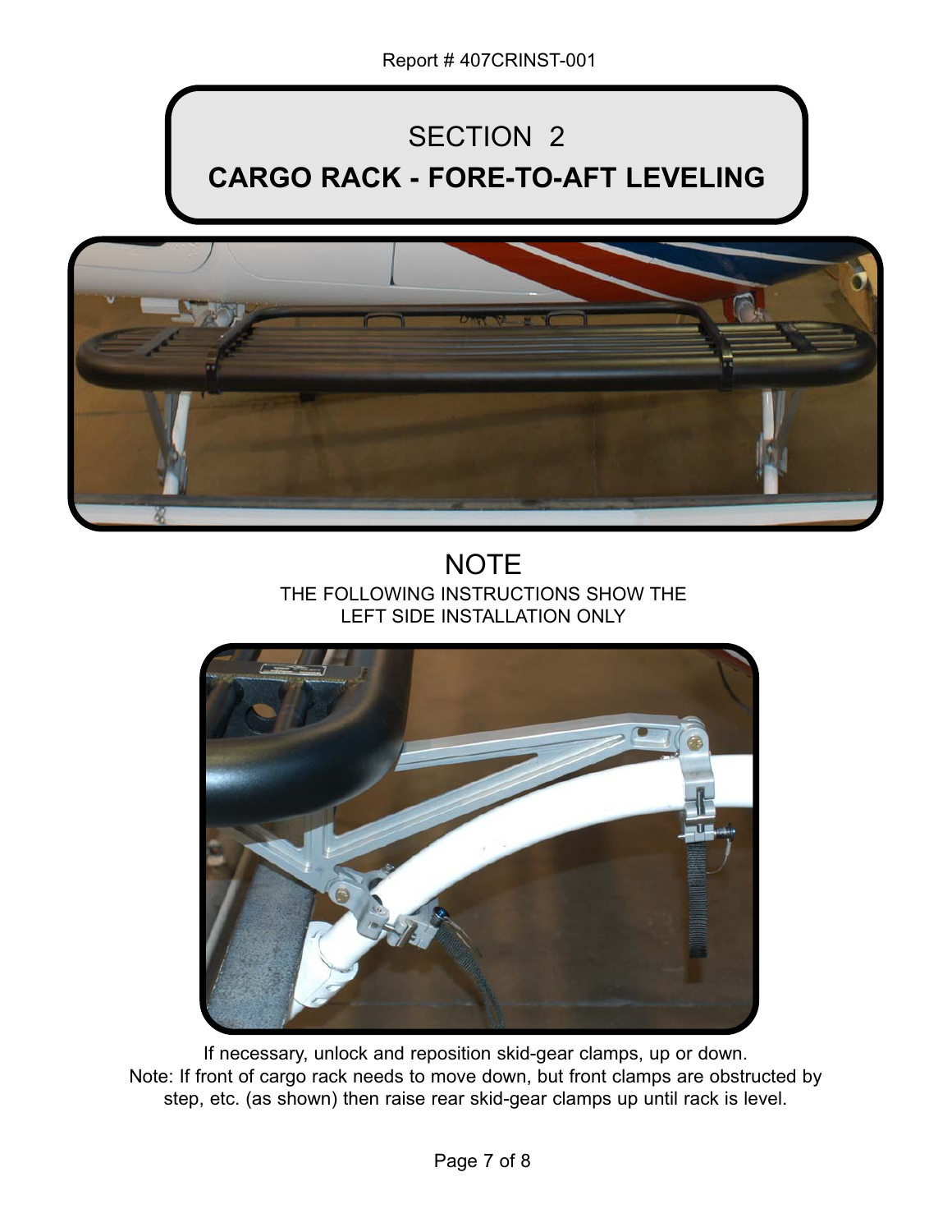# SECTION 2

# CARGO RACK - FORE-TO-AFT LEVELING

## NOTE

THE FOLLOWING INSTRUCTIONS SHOW THE LEFT SIDE INSTALLATION ONLY

If necessary, unlock and reposition skid-gear clamps, up or down.
Note: If front of cargo rack needs to move down, but front clamps are obstructed by step, etc. (as shown) then raise rear skid-gear clamps up until rack is level.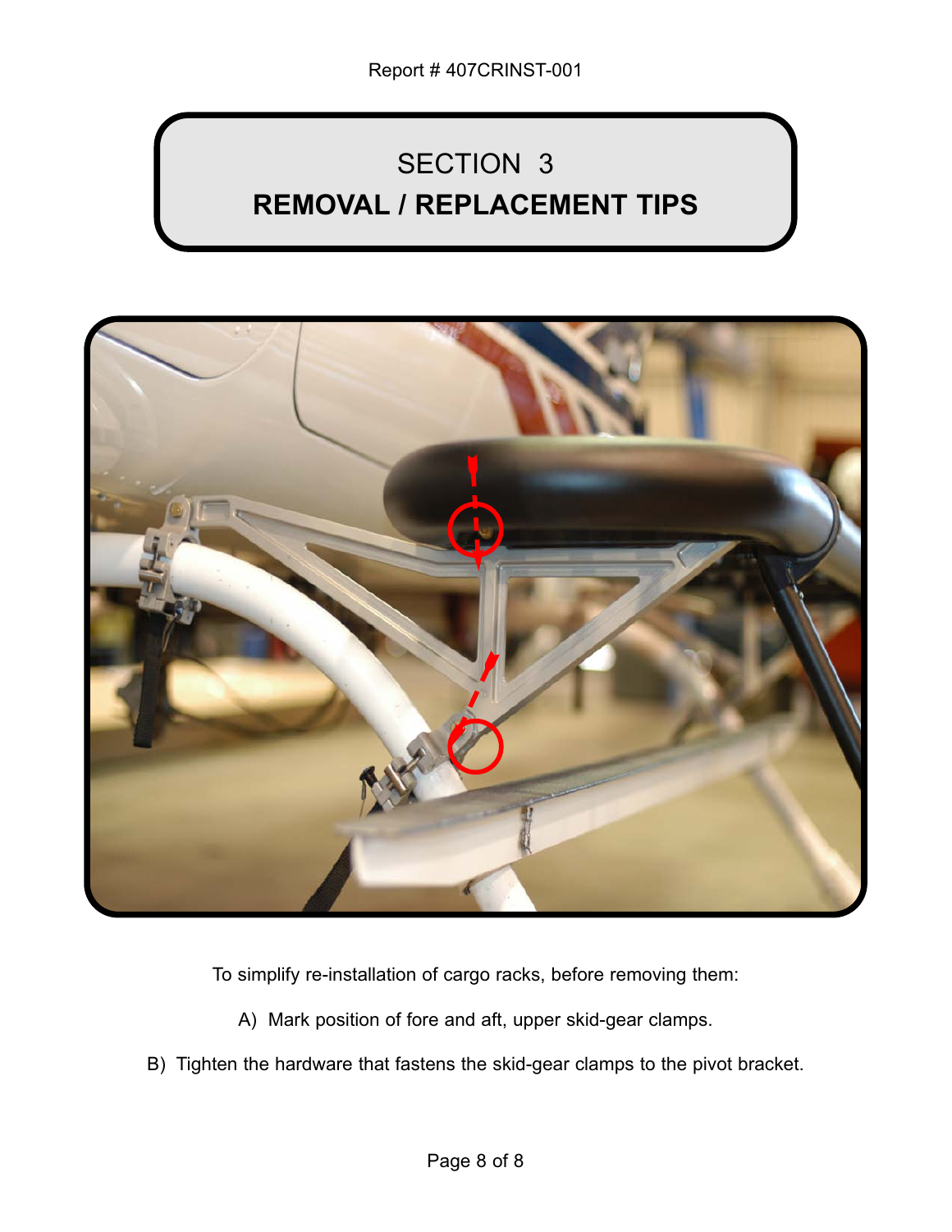# SECTION 3

# REMOVAL / REPLACEMENT TIPS

To simplify re-installation of cargo racks, before removing them:

A) Mark position of fore and aft, upper skid-gear clamps.

B) Tighten the hardware that fastens the skid-gear clamps to the pivot bracket.